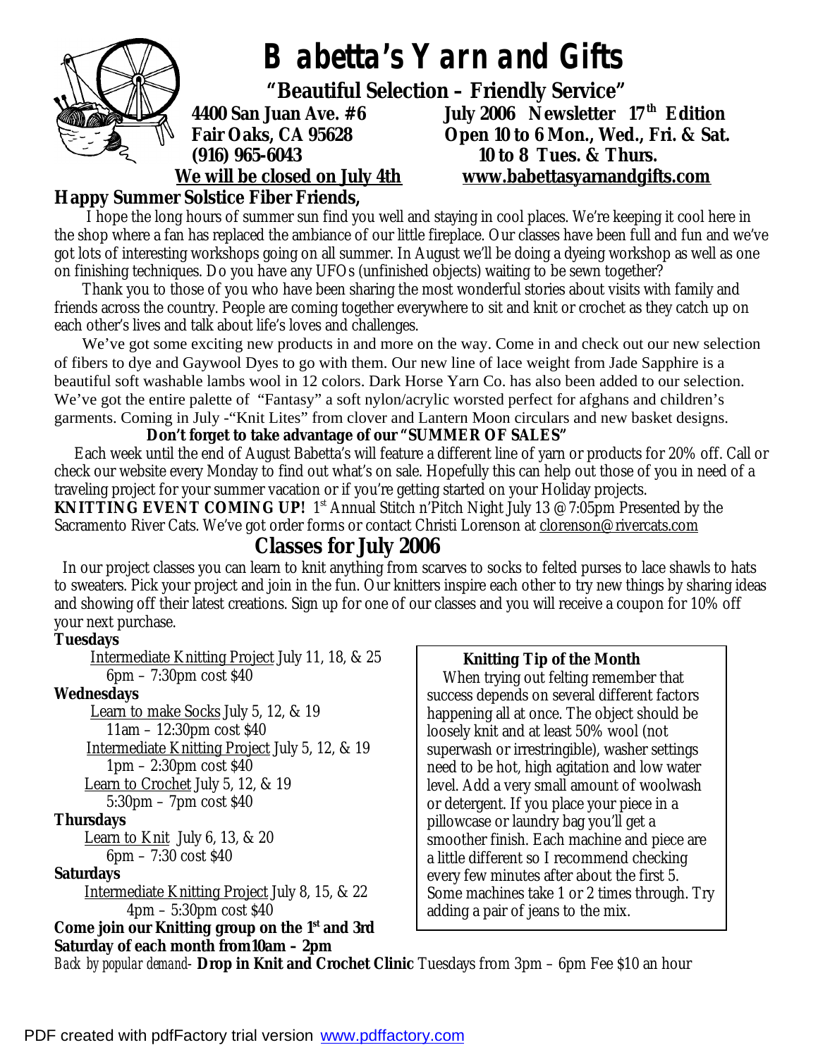# Babetta's Yarn and Gifts

**"Beautiful Selection – Friendly Service"**

**4400 San Juan Ave. #6**
**Fair Oaks, CA 95628**
**(916) 965-6043**
**We will be closed on July 4th**

**July 2006 Newsletter 17th Edition**
**Open 10 to 6 Mon., Wed., Fri. & Sat.**
**10 to 8 Tues. & Thurs.**
**www.babettasyarnandgifts.com**

**Happy Summer Solstice Fiber Friends,**

I hope the long hours of summer sun find you well and staying in cool places. We're keeping it cool here in the shop where a fan has replaced the ambiance of our little fireplace. Our classes have been full and fun and we've got lots of interesting workshops going on all summer. In August we'll be doing a dyeing workshop as well as one on finishing techniques. Do you have any UFOs (unfinished objects) waiting to be sewn together?

Thank you to those of you who have been sharing the most wonderful stories about visits with family and friends across the country. People are coming together everywhere to sit and knit or crochet as they catch up on each other's lives and talk about life's loves and challenges.

We've got some exciting new products in and more on the way. Come in and check out our new selection of fibers to dye and Gaywool Dyes to go with them. Our new line of lace weight from Jade Sapphire is a beautiful soft washable lambs wool in 12 colors. Dark Horse Yarn Co. has also been added to our selection. We've got the entire palette of "Fantasy" a soft nylon/acrylic worsted perfect for afghans and children's garments. Coming in July -"Knit Lites" from clover and Lantern Moon circulars and new basket designs.

**Don't forget to take advantage of our "SUMMER OF SALES"**

Each week until the end of August Babetta's will feature a different line of yarn or products for 20% off. Call or check our website every Monday to find out what's on sale. Hopefully this can help out those of you in need of a traveling project for your summer vacation or if you're getting started on your Holiday projects.

**KNITTING EVENT COMING UP!** 1st Annual Stitch n'Pitch Night July 13 @ 7:05pm Presented by the Sacramento River Cats. We've got order forms or contact Christi Lorenson at clorenson@rivercats.com

## Classes for July 2006

In our project classes you can learn to knit anything from scarves to socks to felted purses to lace shawls to hats to sweaters. Pick your project and join in the fun. Our knitters inspire each other to try new things by sharing ideas and showing off their latest creations. Sign up for one of our classes and you will receive a coupon for 10% off your next purchase.

**Tuesdays**

Intermediate Knitting Project July 11, 18, & 25
6pm – 7:30pm cost $40

**Wednesdays**

Learn to make Socks July 5, 12, & 19
11am – 12:30pm cost $40

Intermediate Knitting Project July 5, 12, & 19
1pm – 2:30pm cost $40

Learn to Crochet July 5, 12, & 19
5:30pm – 7pm cost $40

**Thursdays**

Learn to Knit July 6, 13, & 20
6pm – 7:30 cost $40

**Saturdays**

Intermediate Knitting Project July 8, 15, & 22
4pm – 5:30pm cost $40

**Come join our Knitting group on the 1st and 3rd Saturday of each month from10am – 2pm**

*Back by popular demand-* **Drop in Knit and Crochet Clinic** Tuesdays from 3pm – 6pm Fee $10 an hour

**Knitting Tip of the Month**

When trying out felting remember that success depends on several different factors happening all at once. The object should be loosely knit and at least 50% wool (not superwash or irrestringible), washer settings need to be hot, high agitation and low water level. Add a very small amount of woolwash or detergent. If you place your piece in a pillowcase or laundry bag you'll get a smoother finish. Each machine and piece are a little different so I recommend checking every few minutes after about the first 5. Some machines take 1 or 2 times through. Try adding a pair of jeans to the mix.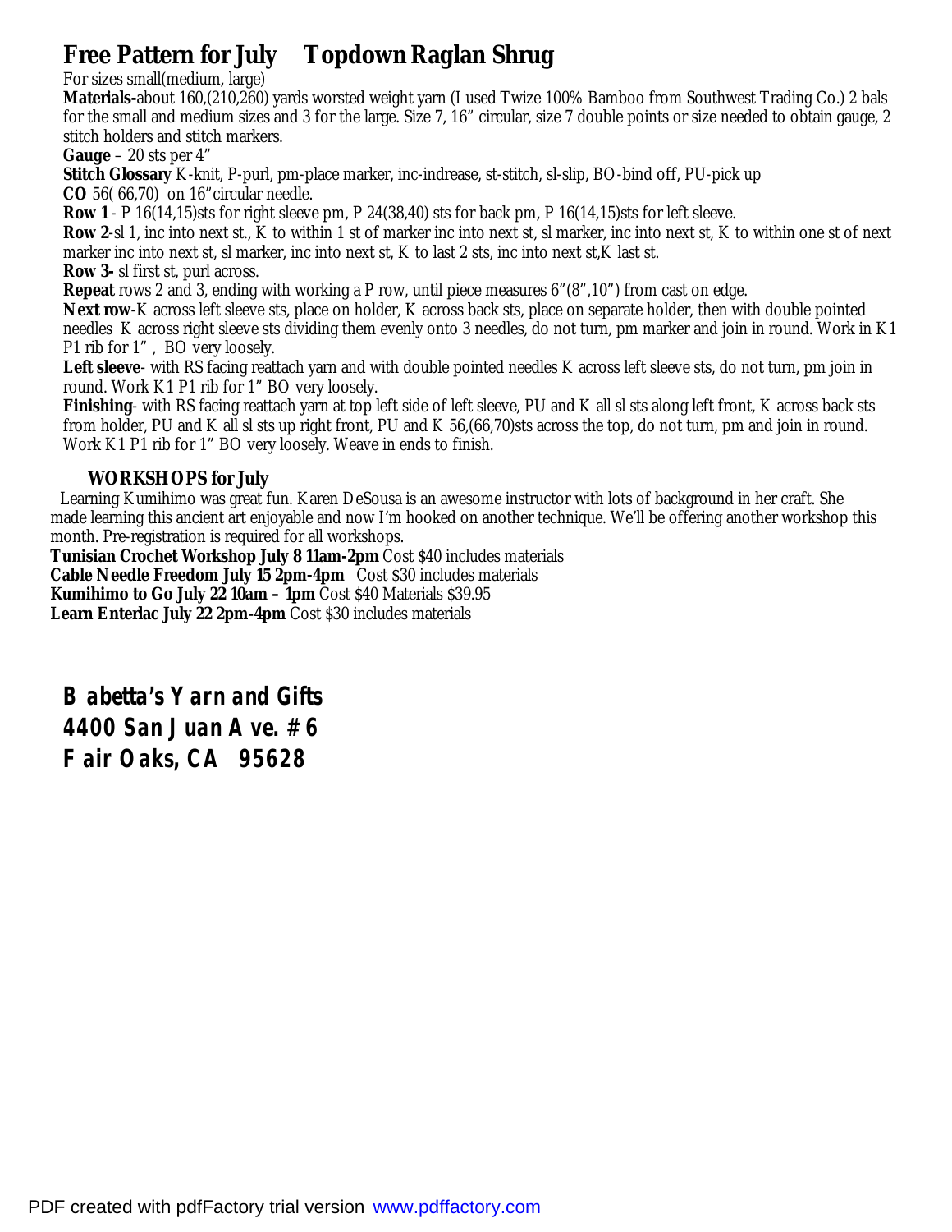# Free Pattern for July Topdown Raglan Shrug

For sizes small(medium, large)

**Materials-**about 160,(210,260) yards worsted weight yarn (I used Twize 100% Bamboo from Southwest Trading Co.) 2 bals for the small and medium sizes and 3 for the large. Size 7, 16" circular, size 7 double points or size needed to obtain gauge, 2 stitch holders and stitch markers.

**Gauge** – 20 sts per 4"

**Stitch Glossary** K-knit, P-purl, pm-place marker, inc-indrease, st-stitch, sl-slip, BO-bind off, PU-pick up

**CO** 56( 66,70) on 16"circular needle.

**Row 1** - P 16(14,15)sts for right sleeve pm, P 24(38,40) sts for back pm, P 16(14,15)sts for left sleeve.

**Row 2**-sl 1, inc into next st., K to within 1 st of marker inc into next st, sl marker, inc into next st, K to within one st of next marker inc into next st, sl marker, inc into next st, K to last 2 sts, inc into next st,K last st.

**Row 3-** sl first st, purl across.

**Repeat** rows 2 and 3, ending with working a P row, until piece measures 6"(8",10") from cast on edge.

**Next row**-K across left sleeve sts, place on holder, K across back sts, place on separate holder, then with double pointed needles K across right sleeve sts dividing them evenly onto 3 needles, do not turn, pm marker and join in round. Work in K1 P1 rib for 1" , BO very loosely.

**Left sleeve**- with RS facing reattach yarn and with double pointed needles K across left sleeve sts, do not turn, pm join in round. Work K1 P1 rib for 1" BO very loosely.

**Finishing**- with RS facing reattach yarn at top left side of left sleeve, PU and K all sl sts along left front, K across back sts from holder, PU and K all sl sts up right front, PU and K 56,(66,70)sts across the top, do not turn, pm and join in round. Work K1 P1 rib for 1" BO very loosely. Weave in ends to finish.

## WORKSHOPS for July

Learning Kumihimo was great fun. Karen DeSousa is an awesome instructor with lots of background in her craft. She made learning this ancient art enjoyable and now I'm hooked on another technique. We'll be offering another workshop this month. Pre-registration is required for all workshops.

**Tunisian Crochet Workshop July 8 11am-2pm** Cost $40 includes materials
**Cable Needle Freedom July 15 2pm-4pm** Cost $30 includes materials
**Kumihimo to Go July 22 10am – 1pm** Cost $40 Materials $39.95
**Learn Enterlac July 22 2pm-4pm** Cost $30 includes materials

**Babetta's Yarn and Gifts**
**4400 San Juan Ave. #6**
**Fair Oaks, CA 95628**